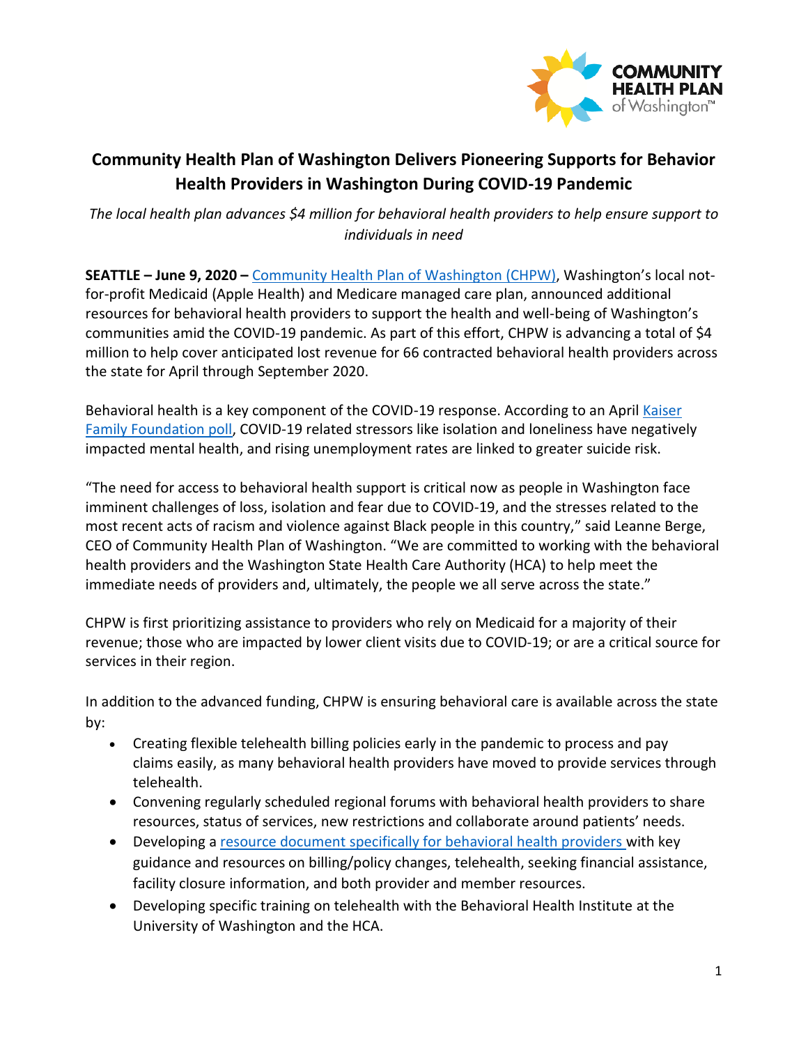# Community Health Plan of Washington Delivers Pioneering Supports for Behavior Health Providers in Washington During COVID-19 Pandemic

*The local health plan advances $4 million for behavioral health providers to help ensure support to individuals in need*

**SEATTLE – June 9, 2020 –** [Community Health Plan of Washington (CHPW)](), Washington's local not-for-profit Medicaid (Apple Health) and Medicare managed care plan, announced additional resources for behavioral health providers to support the health and well-being of Washington's communities amid the COVID-19 pandemic. As part of this effort, CHPW is advancing a total of $4 million to help cover anticipated lost revenue for 66 contracted behavioral health providers across the state for April through September 2020.

Behavioral health is a key component of the COVID-19 response. According to an April [Kaiser Family Foundation poll](), COVID-19 related stressors like isolation and loneliness have negatively impacted mental health, and rising unemployment rates are linked to greater suicide risk.

"The need for access to behavioral health support is critical now as people in Washington face imminent challenges of loss, isolation and fear due to COVID-19, and the stresses related to the most recent acts of racism and violence against Black people in this country," said Leanne Berge, CEO of Community Health Plan of Washington. "We are committed to working with the behavioral health providers and the Washington State Health Care Authority (HCA) to help meet the immediate needs of providers and, ultimately, the people we all serve across the state."

CHPW is first prioritizing assistance to providers who rely on Medicaid for a majority of their revenue; those who are impacted by lower client visits due to COVID-19; or are a critical source for services in their region.

In addition to the advanced funding, CHPW is ensuring behavioral care is available across the state by:

- Creating flexible telehealth billing policies early in the pandemic to process and pay claims easily, as many behavioral health providers have moved to provide services through telehealth.
- Convening regularly scheduled regional forums with behavioral health providers to share resources, status of services, new restrictions and collaborate around patients' needs.
- Developing a [resource document specifically for behavioral health providers]() with key guidance and resources on billing/policy changes, telehealth, seeking financial assistance, facility closure information, and both provider and member resources.
- Developing specific training on telehealth with the Behavioral Health Institute at the University of Washington and the HCA.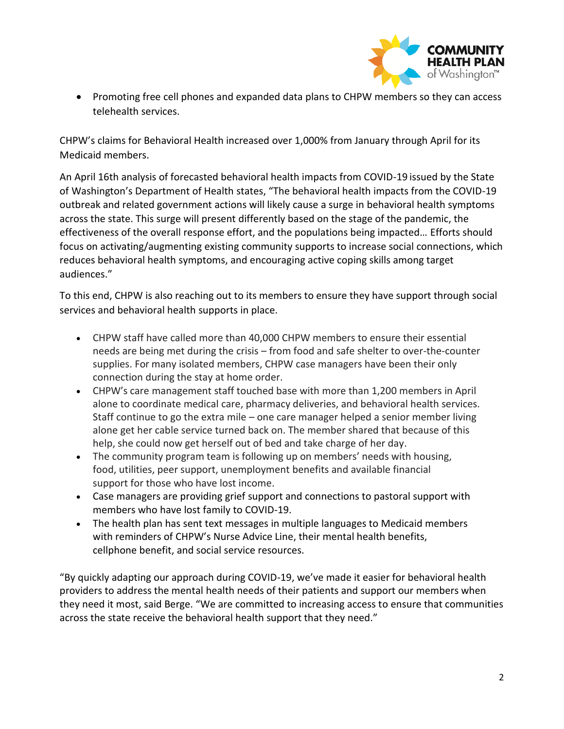- Promoting free cell phones and expanded data plans to CHPW members so they can access telehealth services.

CHPW's claims for Behavioral Health increased over 1,000% from January through April for its Medicaid members.

An April 16th analysis of forecasted behavioral health impacts from COVID-19 issued by the State of Washington's Department of Health states, "The behavioral health impacts from the COVID-19 outbreak and related government actions will likely cause a surge in behavioral health symptoms across the state. This surge will present differently based on the stage of the pandemic, the effectiveness of the overall response effort, and the populations being impacted… Efforts should focus on activating/augmenting existing community supports to increase social connections, which reduces behavioral health symptoms, and encouraging active coping skills among target audiences."

To this end, CHPW is also reaching out to its members to ensure they have support through social services and behavioral health supports in place.

- CHPW staff have called more than 40,000 CHPW members to ensure their essential needs are being met during the crisis – from food and safe shelter to over-the-counter supplies. For many isolated members, CHPW case managers have been their only connection during the stay at home order.
- CHPW's care management staff touched base with more than 1,200 members in April alone to coordinate medical care, pharmacy deliveries, and behavioral health services. Staff continue to go the extra mile – one care manager helped a senior member living alone get her cable service turned back on. The member shared that because of this help, she could now get herself out of bed and take charge of her day.
- The community program team is following up on members' needs with housing, food, utilities, peer support, unemployment benefits and available financial support for those who have lost income.
- Case managers are providing grief support and connections to pastoral support with members who have lost family to COVID-19.
- The health plan has sent text messages in multiple languages to Medicaid members with reminders of CHPW's Nurse Advice Line, their mental health benefits, cellphone benefit, and social service resources.

"By quickly adapting our approach during COVID-19, we've made it easier for behavioral health providers to address the mental health needs of their patients and support our members when they need it most, said Berge. "We are committed to increasing access to ensure that communities across the state receive the behavioral health support that they need."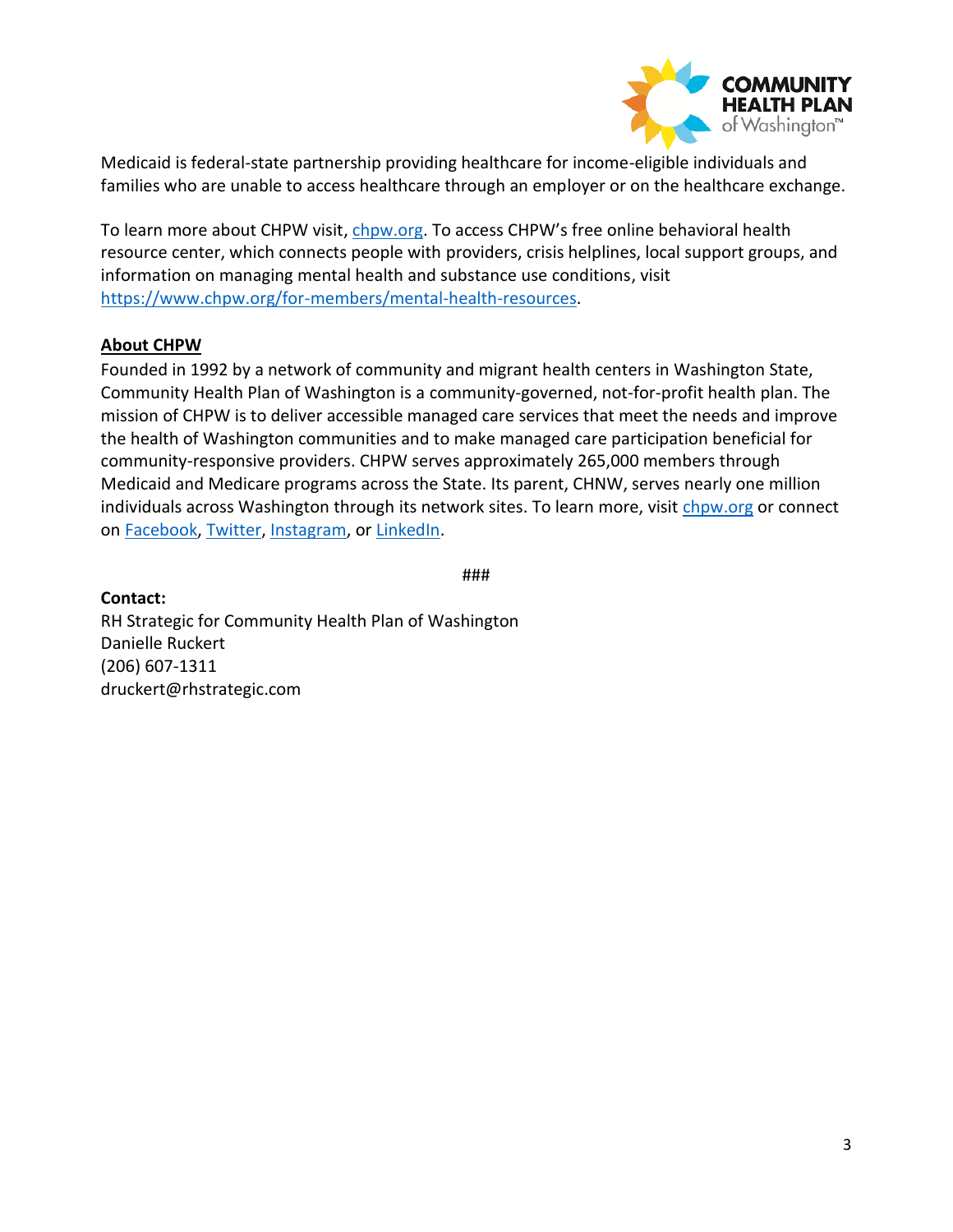Medicaid is federal-state partnership providing healthcare for income-eligible individuals and families who are unable to access healthcare through an employer or on the healthcare exchange.

To learn more about CHPW visit, [chpw.org](chpw.org). To access CHPW's free online behavioral health resource center, which connects people with providers, crisis helplines, local support groups, and information on managing mental health and substance use conditions, visit [https://www.chpw.org/for-members/mental-health-resources](https://www.chpw.org/for-members/mental-health-resources).

**About CHPW**

Founded in 1992 by a network of community and migrant health centers in Washington State, Community Health Plan of Washington is a community-governed, not-for-profit health plan. The mission of CHPW is to deliver accessible managed care services that meet the needs and improve the health of Washington communities and to make managed care participation beneficial for community-responsive providers. CHPW serves approximately 265,000 members through Medicaid and Medicare programs across the State. Its parent, CHNW, serves nearly one million individuals across Washington through its network sites. To learn more, visit chpw.org or connect on Facebook, Twitter, Instagram, or LinkedIn.

###

**Contact:**
RH Strategic for Community Health Plan of Washington
Danielle Ruckert
(206) 607-1311
druckert@rhstrategic.com